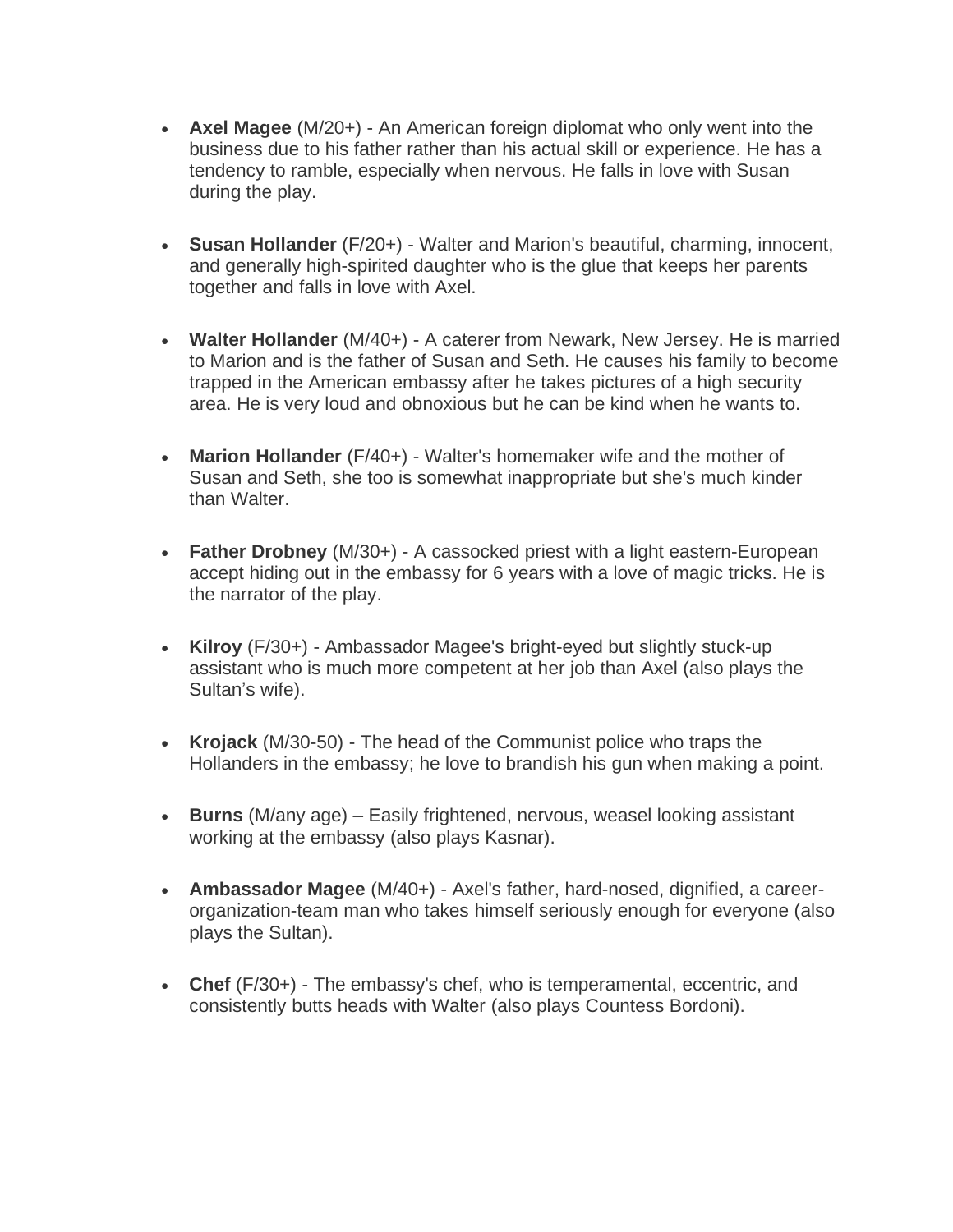- **Axel Magee** (M/20+) - An American foreign diplomat who only went into the business due to his father rather than his actual skill or experience. He has a tendency to ramble, especially when nervous. He falls in love with Susan during the play.

- **Susan Hollander** (F/20+) - Walter and Marion's beautiful, charming, innocent, and generally high-spirited daughter who is the glue that keeps her parents together and falls in love with Axel.

- **Walter Hollander** (M/40+) - A caterer from Newark, New Jersey. He is married to Marion and is the father of Susan and Seth. He causes his family to become trapped in the American embassy after he takes pictures of a high security area. He is very loud and obnoxious but he can be kind when he wants to.

- **Marion Hollander** (F/40+) - Walter's homemaker wife and the mother of Susan and Seth, she too is somewhat inappropriate but she's much kinder than Walter.

- **Father Drobney** (M/30+) - A cassocked priest with a light eastern-European accept hiding out in the embassy for 6 years with a love of magic tricks. He is the narrator of the play.

- **Kilroy** (F/30+) - Ambassador Magee's bright-eyed but slightly stuck-up assistant who is much more competent at her job than Axel (also plays the Sultan's wife).

- **Krojack** (M/30-50) - The head of the Communist police who traps the Hollanders in the embassy; he love to brandish his gun when making a point.

- **Burns** (M/any age) – Easily frightened, nervous, weasel looking assistant working at the embassy (also plays Kasnar).

- **Ambassador Magee** (M/40+) - Axel's father, hard-nosed, dignified, a career-organization-team man who takes himself seriously enough for everyone (also plays the Sultan).

- **Chef** (F/30+) - The embassy's chef, who is temperamental, eccentric, and consistently butts heads with Walter (also plays Countess Bordoni).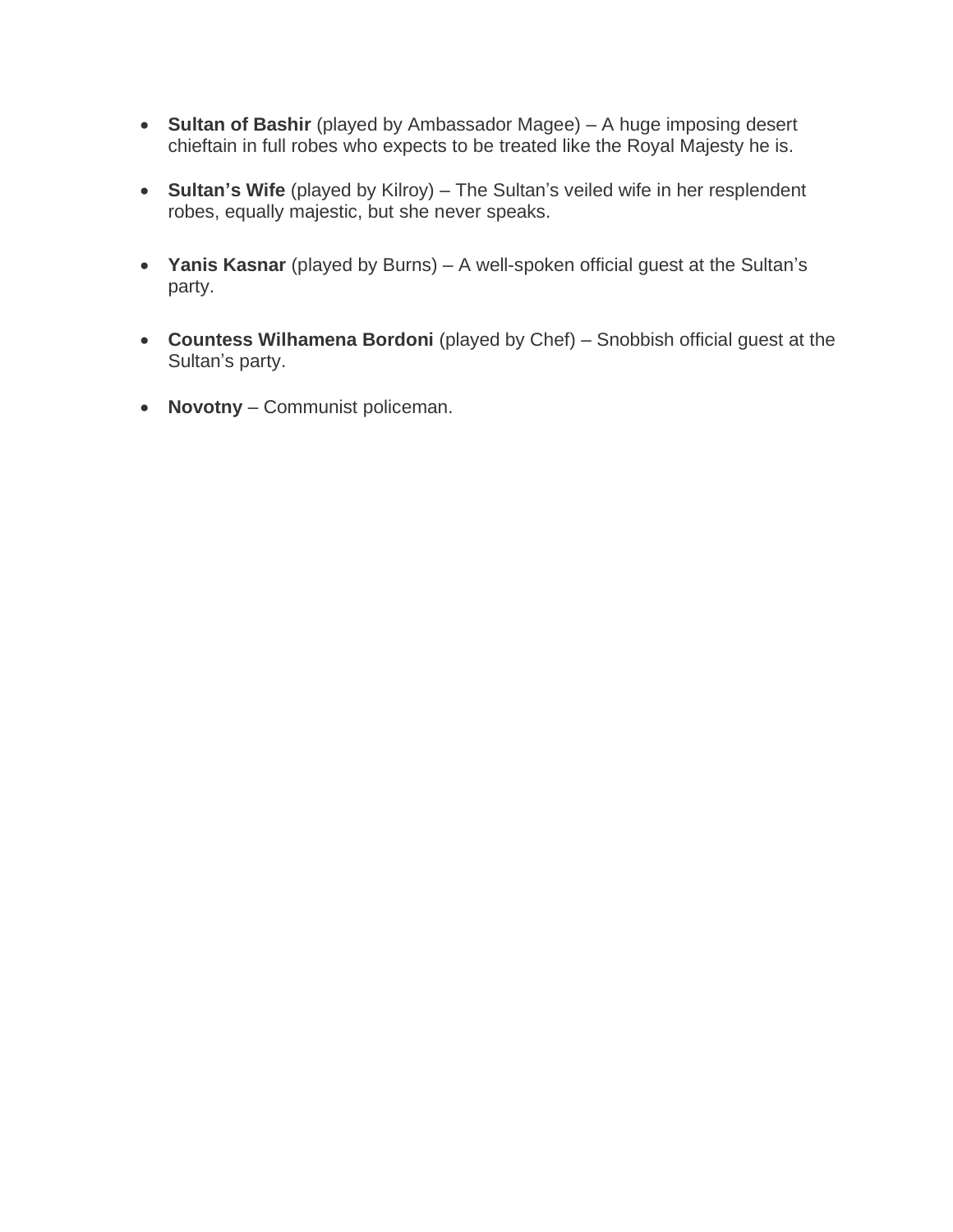- **Sultan of Bashir** (played by Ambassador Magee) – A huge imposing desert chieftain in full robes who expects to be treated like the Royal Majesty he is.

- **Sultan's Wife** (played by Kilroy) – The Sultan's veiled wife in her resplendent robes, equally majestic, but she never speaks.

- **Yanis Kasnar** (played by Burns) – A well-spoken official guest at the Sultan's party.

- **Countess Wilhamena Bordoni** (played by Chef) – Snobbish official guest at the Sultan's party.

- **Novotny** – Communist policeman.